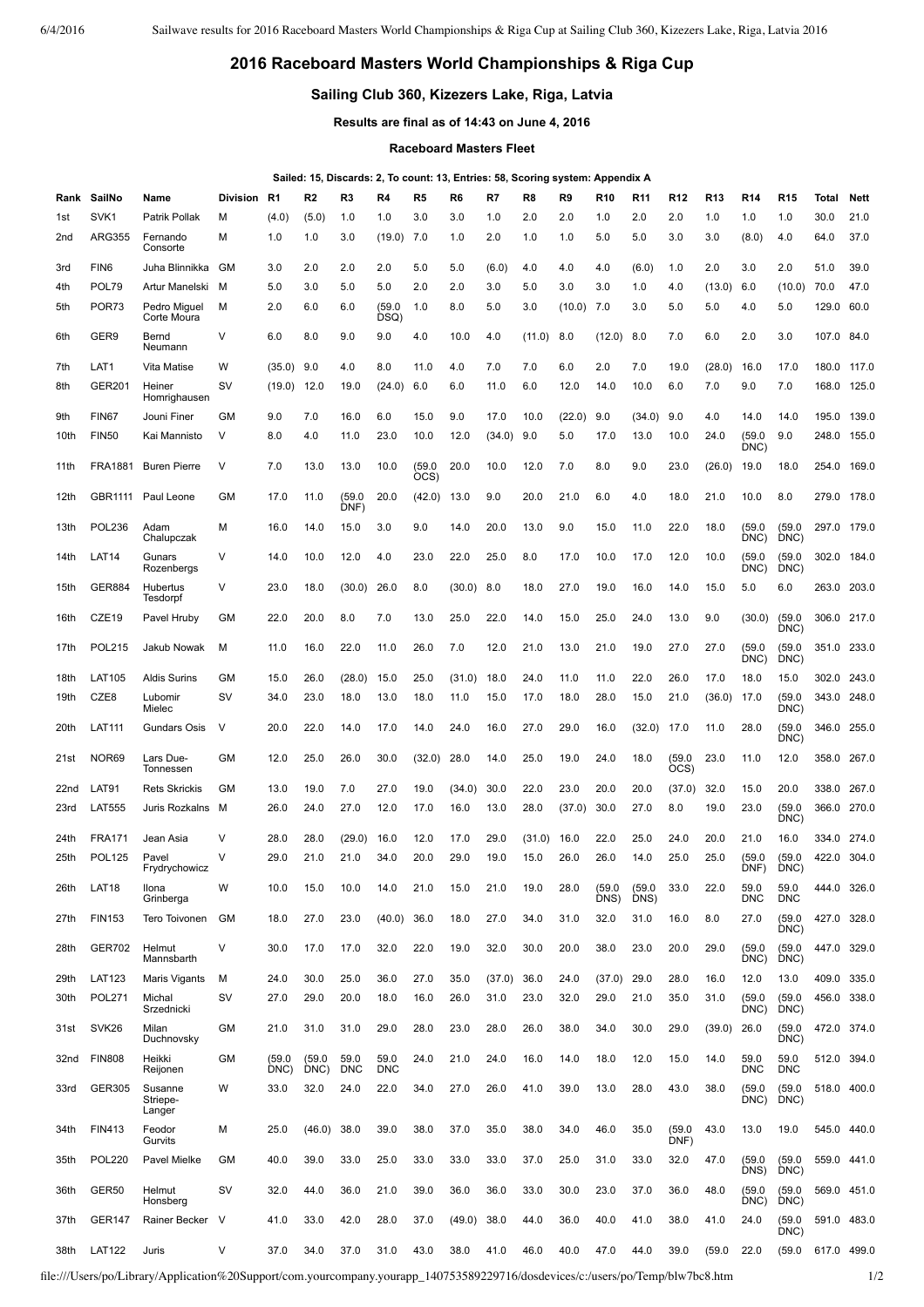# 2016 Raceboard Masters World Championships & Riga Cup

## Sailing Club 360, Kizezers Lake, Riga, Latvia

### Results are final as of 14:43 on June 4, 2016

#### Raceboard Masters Fleet

**Sailed: 15, Discards: 2, To count: 13, Entries: 58, Scoring system: Appendix A**

| Rank | SailNo | Name | Division | R1 | R2 | R3 | R4 | R5 | R6 | R7 | R8 | R9 | R10 | R11 | R12 | R13 | R14 | R15 | Total | Nett |
|---|---|---|---|---|---|---|---|---|---|---|---|---|---|---|---|---|---|---|---|---|
| 1st | SVK1 | Patrik Pollak | M | (4.0) | (5.0) | 1.0 | 1.0 | 3.0 | 3.0 | 1.0 | 2.0 | 2.0 | 1.0 | 2.0 | 2.0 | 1.0 | 1.0 | 1.0 | 30.0 | 21.0 |
| 2nd | ARG355 | Fernando Consorte | M | 1.0 | 1.0 | 3.0 | (19.0) | 7.0 | 1.0 | 2.0 | 1.0 | 1.0 | 5.0 | 5.0 | 3.0 | 3.0 | (8.0) | 4.0 | 64.0 | 37.0 |
| 3rd | FIN6 | Juha Blinnikka | GM | 3.0 | 2.0 | 2.0 | 2.0 | 5.0 | 5.0 | (6.0) | 4.0 | 4.0 | 4.0 | (6.0) | 1.0 | 2.0 | 3.0 | 2.0 | 51.0 | 39.0 |
| 4th | POL79 | Artur Manelski | M | 5.0 | 3.0 | 5.0 | 5.0 | 2.0 | 2.0 | 3.0 | 5.0 | 3.0 | 3.0 | 1.0 | 4.0 | (13.0) | 6.0 | (10.0) | 70.0 | 47.0 |
| 5th | POR73 | Pedro Miguel Corte Moura | M | 2.0 | 6.0 | 6.0 | (59.0 DSQ) | 1.0 | 8.0 | 5.0 | 3.0 | (10.0) | 7.0 | 3.0 | 5.0 | 5.0 | 4.0 | 5.0 | 129.0 | 60.0 |
| 6th | GER9 | Bernd Neumann | V | 6.0 | 8.0 | 9.0 | 9.0 | 4.0 | 10.0 | 4.0 | (11.0) | 8.0 | (12.0) | 8.0 | 7.0 | 6.0 | 2.0 | 3.0 | 107.0 | 84.0 |
| 7th | LAT1 | Vita Matise | W | (35.0) | 9.0 | 4.0 | 8.0 | 11.0 | 4.0 | 7.0 | 7.0 | 6.0 | 2.0 | 7.0 | 19.0 | (28.0) | 16.0 | 17.0 | 180.0 | 117.0 |
| 8th | GER201 | Heiner Homrighausen | SV | (19.0) | 12.0 | 19.0 | (24.0) | 6.0 | 6.0 | 11.0 | 6.0 | 12.0 | 14.0 | 10.0 | 6.0 | 7.0 | 9.0 | 7.0 | 168.0 | 125.0 |
| 9th | FIN67 | Jouni Finer | GM | 9.0 | 7.0 | 16.0 | 6.0 | 15.0 | 9.0 | 17.0 | 10.0 | (22.0) | 9.0 | (34.0) | 9.0 | 4.0 | 14.0 | 14.0 | 195.0 | 139.0 |
| 10th | FIN50 | Kai Mannisto | V | 8.0 | 4.0 | 11.0 | 23.0 | 10.0 | 12.0 | (34.0) | 9.0 | 5.0 | 17.0 | 13.0 | 10.0 | 24.0 | (59.0 DNC) | 9.0 | 248.0 | 155.0 |
| 11th | FRA1881 | Buren Pierre | V | 7.0 | 13.0 | 13.0 | 10.0 | (59.0 OCS) | 20.0 | 10.0 | 12.0 | 7.0 | 8.0 | 9.0 | 23.0 | (26.0) | 19.0 | 18.0 | 254.0 | 169.0 |
| 12th | GBR1111 | Paul Leone | GM | 17.0 | 11.0 | (59.0 DNF) | 20.0 | (42.0) | 13.0 | 9.0 | 20.0 | 21.0 | 6.0 | 4.0 | 18.0 | 21.0 | 10.0 | 8.0 | 279.0 | 178.0 |
| 13th | POL236 | Adam Chalupczak | M | 16.0 | 14.0 | 15.0 | 3.0 | 9.0 | 14.0 | 20.0 | 13.0 | 9.0 | 15.0 | 11.0 | 22.0 | 18.0 | (59.0 DNC) | (59.0 DNC) | 297.0 | 179.0 |
| 14th | LAT14 | Gunars Rozenbergs | V | 14.0 | 10.0 | 12.0 | 4.0 | 23.0 | 22.0 | 25.0 | 8.0 | 17.0 | 10.0 | 17.0 | 12.0 | 10.0 | (59.0 DNC) | (59.0 DNC) | 302.0 | 184.0 |
| 15th | GER884 | Hubertus Tesdorpf | V | 23.0 | 18.0 | (30.0) | 26.0 | 8.0 | (30.0) | 8.0 | 18.0 | 27.0 | 19.0 | 16.0 | 14.0 | 15.0 | 5.0 | 6.0 | 263.0 | 203.0 |
| 16th | CZE19 | Pavel Hruby | GM | 22.0 | 20.0 | 8.0 | 7.0 | 13.0 | 25.0 | 22.0 | 14.0 | 15.0 | 25.0 | 24.0 | 13.0 | 9.0 | (30.0) | (59.0 DNC) | 306.0 | 217.0 |
| 17th | POL215 | Jakub Nowak | M | 11.0 | 16.0 | 22.0 | 11.0 | 26.0 | 7.0 | 12.0 | 21.0 | 13.0 | 21.0 | 19.0 | 27.0 | 27.0 | (59.0 DNC) | (59.0 DNC) | 351.0 | 233.0 |
| 18th | LAT105 | Aldis Surins | GM | 15.0 | 26.0 | (28.0) | 15.0 | 25.0 | (31.0) | 18.0 | 24.0 | 11.0 | 11.0 | 22.0 | 26.0 | 17.0 | 18.0 | 15.0 | 302.0 | 243.0 |
| 19th | CZE8 | Lubomir Mielec | SV | 34.0 | 23.0 | 18.0 | 13.0 | 18.0 | 11.0 | 15.0 | 17.0 | 18.0 | 28.0 | 15.0 | 21.0 | (36.0) | 17.0 | (59.0 DNC) | 343.0 | 248.0 |
| 20th | LAT111 | Gundars Osis | V | 20.0 | 22.0 | 14.0 | 17.0 | 14.0 | 24.0 | 16.0 | 27.0 | 29.0 | 16.0 | (32.0) | 17.0 | 11.0 | 28.0 | (59.0 DNC) | 346.0 | 255.0 |
| 21st | NOR69 | Lars Due-Tonnessen | GM | 12.0 | 25.0 | 26.0 | 30.0 | (32.0) | 28.0 | 14.0 | 25.0 | 19.0 | 24.0 | 18.0 | (59.0 OCS) | 23.0 | 11.0 | 12.0 | 358.0 | 267.0 |
| 22nd | LAT91 | Rets Skrickis | GM | 13.0 | 19.0 | 7.0 | 27.0 | 19.0 | (34.0) | 30.0 | 22.0 | 23.0 | 20.0 | 20.0 | (37.0) | 32.0 | 15.0 | 20.0 | 338.0 | 267.0 |
| 23rd | LAT555 | Juris Rozkalns | M | 26.0 | 24.0 | 27.0 | 12.0 | 17.0 | 16.0 | 13.0 | 28.0 | (37.0) | 30.0 | 27.0 | 8.0 | 19.0 | 23.0 | (59.0 DNC) | 366.0 | 270.0 |
| 24th | FRA171 | Jean Asia | V | 28.0 | 28.0 | (29.0) | 16.0 | 12.0 | 17.0 | 29.0 | (31.0) | 16.0 | 22.0 | 25.0 | 24.0 | 20.0 | 21.0 | 16.0 | 334.0 | 274.0 |
| 25th | POL125 | Pavel Frydrychowicz | V | 29.0 | 21.0 | 21.0 | 34.0 | 20.0 | 29.0 | 19.0 | 15.0 | 26.0 | 26.0 | 14.0 | 25.0 | 25.0 | (59.0 DNF) | (59.0 DNC) | 422.0 | 304.0 |
| 26th | LAT18 | Ilona Grinberga | W | 10.0 | 15.0 | 10.0 | 14.0 | 21.0 | 15.0 | 21.0 | 19.0 | 28.0 | (59.0 DNS) | (59.0 DNS) | 33.0 | 22.0 | 59.0 DNC | 59.0 DNC | 444.0 | 326.0 |
| 27th | FIN153 | Tero Toivonen | GM | 18.0 | 27.0 | 23.0 | (40.0) | 36.0 | 18.0 | 27.0 | 34.0 | 31.0 | 32.0 | 31.0 | 16.0 | 8.0 | 27.0 | (59.0 DNC) | 427.0 | 328.0 |
| 28th | GER702 | Helmut Mannsbarth | V | 30.0 | 17.0 | 17.0 | 32.0 | 22.0 | 19.0 | 32.0 | 30.0 | 20.0 | 38.0 | 23.0 | 20.0 | 29.0 | (59.0 DNC) | (59.0 DNC) | 447.0 | 329.0 |
| 29th | LAT123 | Maris Vigants | M | 24.0 | 30.0 | 25.0 | 36.0 | 27.0 | 35.0 | (37.0) | 36.0 | 24.0 | (37.0) | 29.0 | 28.0 | 16.0 | 12.0 | 13.0 | 409.0 | 335.0 |
| 30th | POL271 | Michal Srzednicki | SV | 27.0 | 29.0 | 20.0 | 18.0 | 16.0 | 26.0 | 31.0 | 23.0 | 32.0 | 29.0 | 21.0 | 35.0 | 31.0 | (59.0 DNC) | (59.0 DNC) | 456.0 | 338.0 |
| 31st | SVK26 | Milan Duchnovsky | GM | 21.0 | 31.0 | 31.0 | 29.0 | 28.0 | 23.0 | 28.0 | 26.0 | 38.0 | 34.0 | 30.0 | 29.0 | (39.0) | 26.0 | (59.0 DNC) | 472.0 | 374.0 |
| 32nd | FIN808 | Heikki Reijonen | GM | (59.0 DNC) | (59.0 DNC) | 59.0 DNC | 59.0 DNC | 24.0 | 21.0 | 24.0 | 16.0 | 14.0 | 18.0 | 12.0 | 15.0 | 14.0 | 59.0 DNC | 59.0 DNC | 512.0 | 394.0 |
| 33rd | GER305 | Susanne Striepe-Langer | W | 33.0 | 32.0 | 24.0 | 22.0 | 34.0 | 27.0 | 26.0 | 41.0 | 39.0 | 13.0 | 28.0 | 43.0 | 38.0 | (59.0 DNC) | (59.0 DNC) | 518.0 | 400.0 |
| 34th | FIN413 | Feodor Gurvits | M | 25.0 | (46.0) | 38.0 | 39.0 | 38.0 | 37.0 | 35.0 | 38.0 | 34.0 | 46.0 | 35.0 | (59.0 DNF) | 43.0 | 13.0 | 19.0 | 545.0 | 440.0 |
| 35th | POL220 | Pavel Mielke | GM | 40.0 | 39.0 | 33.0 | 25.0 | 33.0 | 33.0 | 33.0 | 37.0 | 25.0 | 31.0 | 33.0 | 32.0 | 47.0 | (59.0 DNS) | (59.0 DNC) | 559.0 | 441.0 |
| 36th | GER50 | Helmut Honsberg | SV | 32.0 | 44.0 | 36.0 | 21.0 | 39.0 | 36.0 | 36.0 | 33.0 | 30.0 | 23.0 | 37.0 | 36.0 | 48.0 | (59.0 DNC) | (59.0 DNC) | 569.0 | 451.0 |
| 37th | GER147 | Rainer Becker | V | 41.0 | 33.0 | 42.0 | 28.0 | 37.0 | (49.0) | 38.0 | 44.0 | 36.0 | 40.0 | 41.0 | 38.0 | 41.0 | 24.0 | (59.0 DNC) | 591.0 | 483.0 |
| 38th | LAT122 | Juris | V | 37.0 | 34.0 | 37.0 | 31.0 | 43.0 | 38.0 | 41.0 | 46.0 | 40.0 | 47.0 | 44.0 | 39.0 | (59.0 | 22.0 | (59.0 | 617.0 | 499.0 |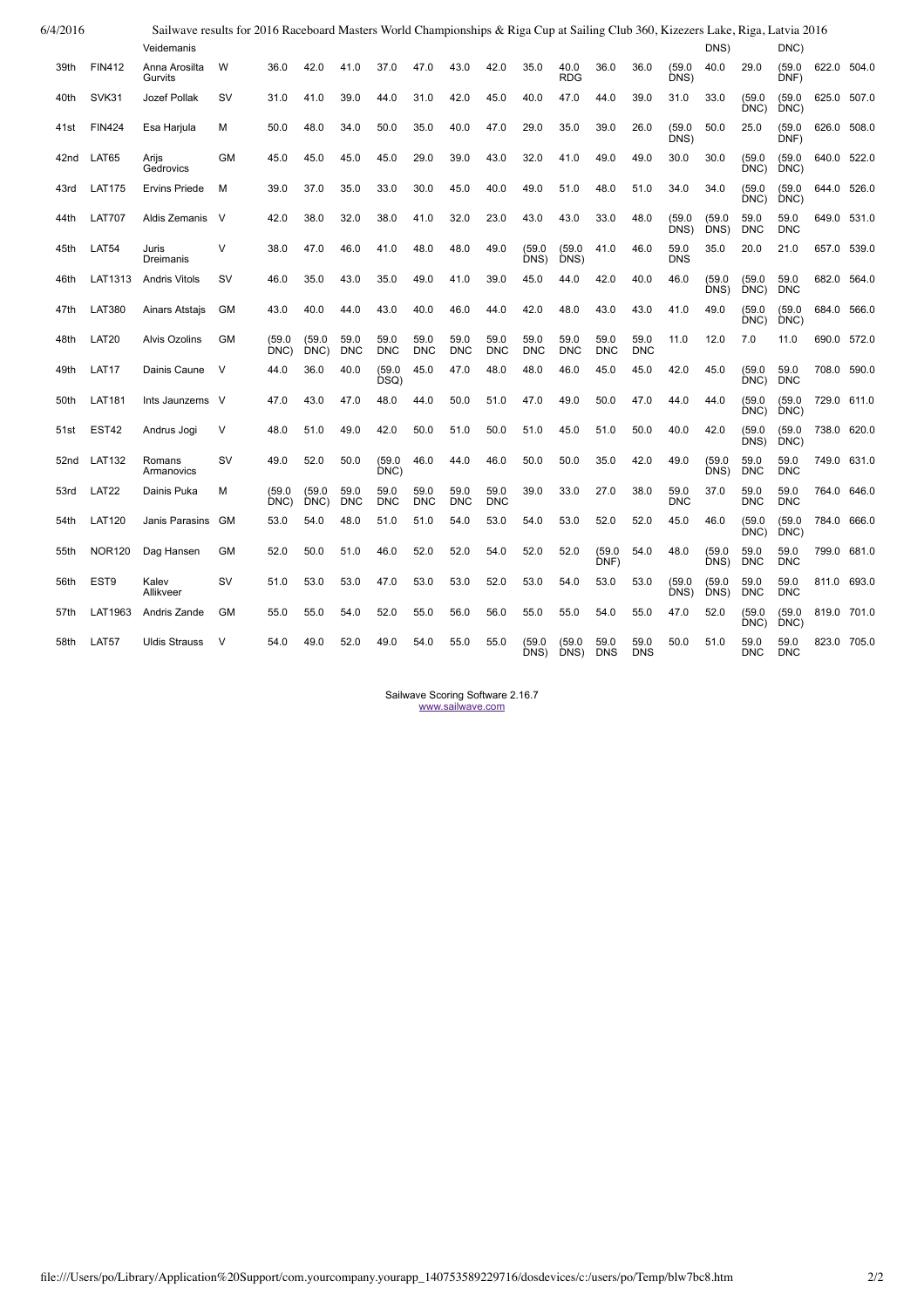| | | | | | | | | | | | | | | | | | | | | | |
|---|---|---|---|---|---|---|---|---|---|---|---|---|---|---|---|---|---|---|---|---|---|
| | | Veidemanis | | | | | | | | | | | | | | | DNS) | | DNC) | | |
| 39th | FIN412 | Anna Arosilta Gurvits | W | 36.0 | 42.0 | 41.0 | 37.0 | 47.0 | 43.0 | 42.0 | 35.0 | 40.0 RDG | 36.0 | 36.0 | (59.0 DNS) | 40.0 | 29.0 | (59.0 DNF) | 622.0 | 504.0 |
| 40th | SVK31 | Jozef Pollak | SV | 31.0 | 41.0 | 39.0 | 44.0 | 31.0 | 42.0 | 45.0 | 40.0 | 47.0 | 44.0 | 39.0 | 31.0 | 33.0 | (59.0 DNC) | (59.0 DNC) | 625.0 | 507.0 |
| 41st | FIN424 | Esa Harjula | M | 50.0 | 48.0 | 34.0 | 50.0 | 35.0 | 40.0 | 47.0 | 29.0 | 35.0 | 39.0 | 26.0 | (59.0 DNS) | 50.0 | 25.0 | (59.0 DNF) | 626.0 | 508.0 |
| 42nd | LAT65 | Arijs Gedrovics | GM | 45.0 | 45.0 | 45.0 | 45.0 | 29.0 | 39.0 | 43.0 | 32.0 | 41.0 | 49.0 | 49.0 | 30.0 | 30.0 | (59.0 DNC) | (59.0 DNC) | 640.0 | 522.0 |
| 43rd | LAT175 | Ervins Priede | M | 39.0 | 37.0 | 35.0 | 33.0 | 30.0 | 45.0 | 40.0 | 49.0 | 51.0 | 48.0 | 51.0 | 34.0 | 34.0 | (59.0 DNC) | (59.0 DNC) | 644.0 | 526.0 |
| 44th | LAT707 | Aldis Zemanis | V | 42.0 | 38.0 | 32.0 | 38.0 | 41.0 | 32.0 | 23.0 | 43.0 | 43.0 | 33.0 | 48.0 | (59.0 DNS) | (59.0 DNS) | 59.0 DNC | 59.0 DNC | 649.0 | 531.0 |
| 45th | LAT54 | Juris Dreimanis | V | 38.0 | 47.0 | 46.0 | 41.0 | 48.0 | 48.0 | 49.0 | (59.0 DNS) | (59.0 DNS) | 41.0 | 46.0 | 59.0 DNS | 35.0 | 20.0 | 21.0 | 657.0 | 539.0 |
| 46th | LAT1313 | Andris Vitols | SV | 46.0 | 35.0 | 43.0 | 35.0 | 49.0 | 41.0 | 39.0 | 45.0 | 44.0 | 42.0 | 40.0 | 46.0 | (59.0 DNS) | (59.0 DNC) | 59.0 DNC | 682.0 | 564.0 |
| 47th | LAT380 | Ainars Atstajs | GM | 43.0 | 40.0 | 44.0 | 43.0 | 40.0 | 46.0 | 44.0 | 42.0 | 48.0 | 43.0 | 43.0 | 41.0 | 49.0 | (59.0 DNC) | (59.0 DNC) | 684.0 | 566.0 |
| 48th | LAT20 | Alvis Ozolins | GM | (59.0 DNC) | (59.0 DNC) | 59.0 DNC | 59.0 DNC | 59.0 DNC | 59.0 DNC | 59.0 DNC | 59.0 DNC | 59.0 DNC | 59.0 DNC | 59.0 DNC | 11.0 | 12.0 | 7.0 | 11.0 | 690.0 | 572.0 |
| 49th | LAT17 | Dainis Caune | V | 44.0 | 36.0 | 40.0 | (59.0 DSQ) | 45.0 | 47.0 | 48.0 | 48.0 | 46.0 | 45.0 | 45.0 | 42.0 | 45.0 | (59.0 DNC) | 59.0 DNC | 708.0 | 590.0 |
| 50th | LAT181 | Ints Jaunzems | V | 47.0 | 43.0 | 47.0 | 48.0 | 44.0 | 50.0 | 51.0 | 47.0 | 49.0 | 50.0 | 47.0 | 44.0 | 44.0 | (59.0 DNC) | (59.0 DNC) | 729.0 | 611.0 |
| 51st | EST42 | Andrus Jogi | V | 48.0 | 51.0 | 49.0 | 42.0 | 50.0 | 51.0 | 50.0 | 51.0 | 45.0 | 51.0 | 50.0 | 40.0 | 42.0 | (59.0 DNS) | (59.0 DNC) | 738.0 | 620.0 |
| 52nd | LAT132 | Romans Armanovics | SV | 49.0 | 52.0 | 50.0 | (59.0 DNC) | 46.0 | 44.0 | 46.0 | 50.0 | 50.0 | 35.0 | 42.0 | 49.0 | (59.0 DNS) | 59.0 DNC | 59.0 DNC | 749.0 | 631.0 |
| 53rd | LAT22 | Dainis Puka | M | (59.0 DNC) | (59.0 DNC) | 59.0 DNC | 59.0 DNC | 59.0 DNC | 59.0 DNC | 59.0 DNC | 39.0 | 33.0 | 27.0 | 38.0 | 59.0 DNC | 37.0 | 59.0 DNC | 59.0 DNC | 764.0 | 646.0 |
| 54th | LAT120 | Janis Parasins | GM | 53.0 | 54.0 | 48.0 | 51.0 | 51.0 | 54.0 | 53.0 | 54.0 | 53.0 | 52.0 | 52.0 | 45.0 | 46.0 | (59.0 DNC) | (59.0 DNC) | 784.0 | 666.0 |
| 55th | NOR120 | Dag Hansen | GM | 52.0 | 50.0 | 51.0 | 46.0 | 52.0 | 52.0 | 54.0 | 52.0 | 52.0 | (59.0 DNF) | 54.0 | 48.0 | (59.0 DNS) | 59.0 DNC | 59.0 DNC | 799.0 | 681.0 |
| 56th | EST9 | Kalev Allikveer | SV | 51.0 | 53.0 | 53.0 | 47.0 | 53.0 | 53.0 | 52.0 | 53.0 | 54.0 | 53.0 | 53.0 | (59.0 DNS) | (59.0 DNS) | 59.0 DNC | 59.0 DNC | 811.0 | 693.0 |
| 57th | LAT1963 | Andris Zande | GM | 55.0 | 55.0 | 54.0 | 52.0 | 55.0 | 56.0 | 56.0 | 55.0 | 55.0 | 54.0 | 55.0 | 47.0 | 52.0 | (59.0 DNC) | (59.0 DNC) | 819.0 | 701.0 |
| 58th | LAT57 | Uldis Strauss | V | 54.0 | 49.0 | 52.0 | 49.0 | 54.0 | 55.0 | 55.0 | (59.0 DNS) | (59.0 DNS) | 59.0 DNS | 59.0 DNS | 50.0 | 51.0 | 59.0 DNC | 59.0 DNC | 823.0 | 705.0 |

Sailwave Scoring Software 2.16.7
www.sailwave.com